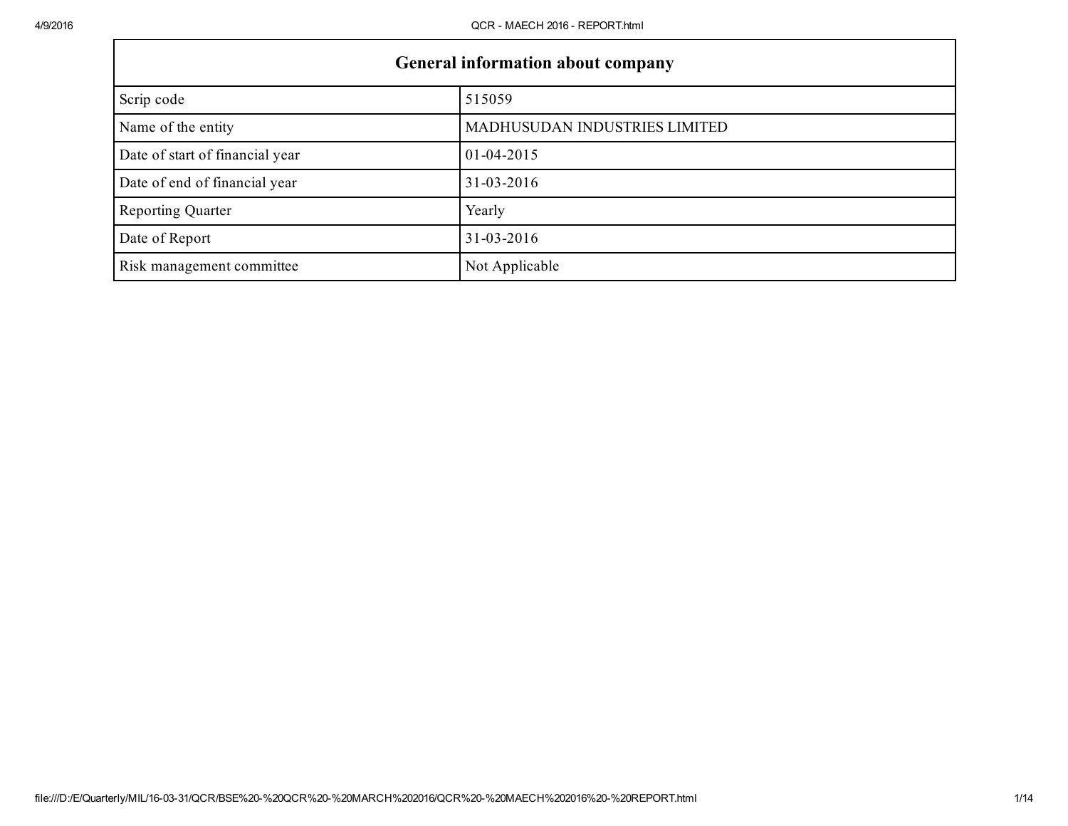| General information about company | |
|---|---|
| Scrip code | 515059 |
| Name of the entity | MADHUSUDAN INDUSTRIES LIMITED |
| Date of start of financial year | 01-04-2015 |
| Date of end of financial year | 31-03-2016 |
| Reporting Quarter | Yearly |
| Date of Report | 31-03-2016 |
| Risk management committee | Not Applicable |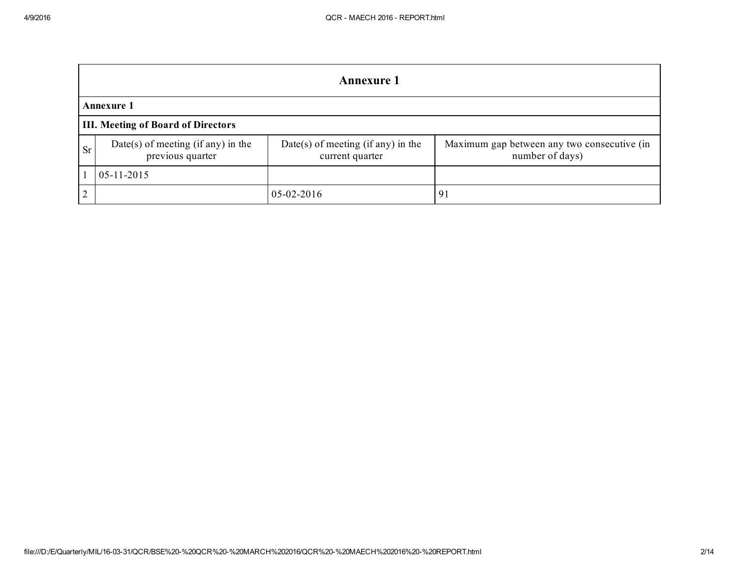# Annexure 1

**Annexure 1**

**III. Meeting of Board of Directors**

| Sr | Date(s) of meeting (if any) in the previous quarter | Date(s) of meeting (if any) in the current quarter | Maximum gap between any two consecutive (in number of days) |
|---|---|---|---|
| 1 | 05-11-2015 | | |
| 2 | | 05-02-2016 | 91 |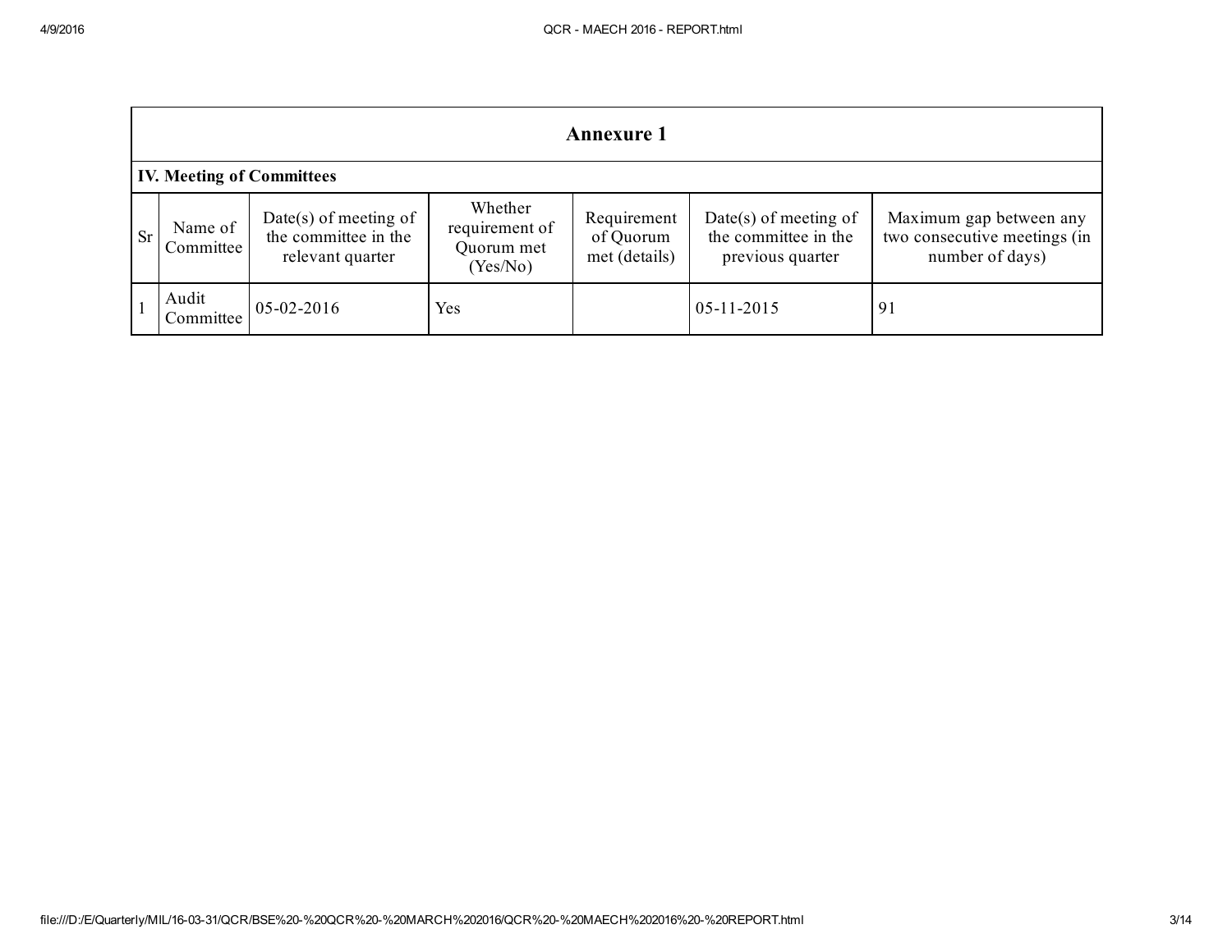## Annexure 1

### IV. Meeting of Committees

| Sr | Name of Committee | Date(s) of meeting of the committee in the relevant quarter | Whether requirement of Quorum met (Yes/No) | Requirement of Quorum met (details) | Date(s) of meeting of the committee in the previous quarter | Maximum gap between any two consecutive meetings (in number of days) |
|---|---|---|---|---|---|---|
| 1 | Audit Committee | 05-02-2016 | Yes | | 05-11-2015 | 91 |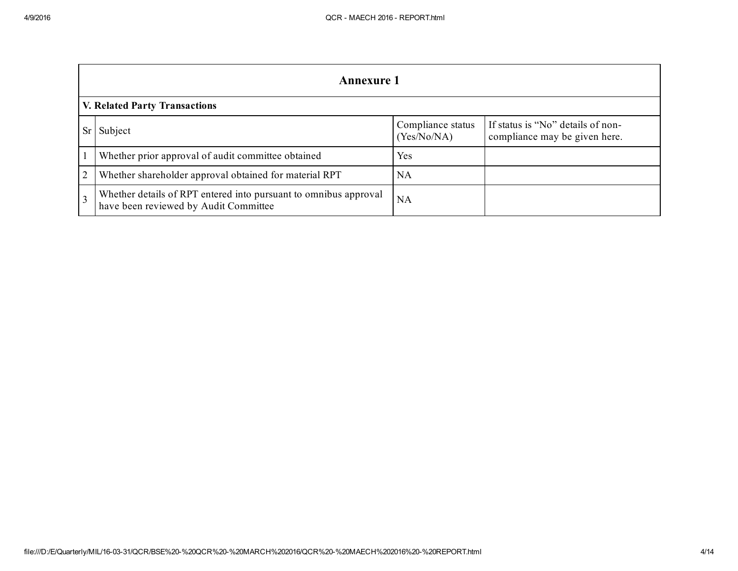## Annexure 1

### V. Related Party Transactions

| Sr | Subject | Compliance status (Yes/No/NA) | If status is “No” details of non-compliance may be given here. |
|---|---|---|---|
| 1 | Whether prior approval of audit committee obtained | Yes | |
| 2 | Whether shareholder approval obtained for material RPT | NA | |
| 3 | Whether details of RPT entered into pursuant to omnibus approval have been reviewed by Audit Committee | NA | |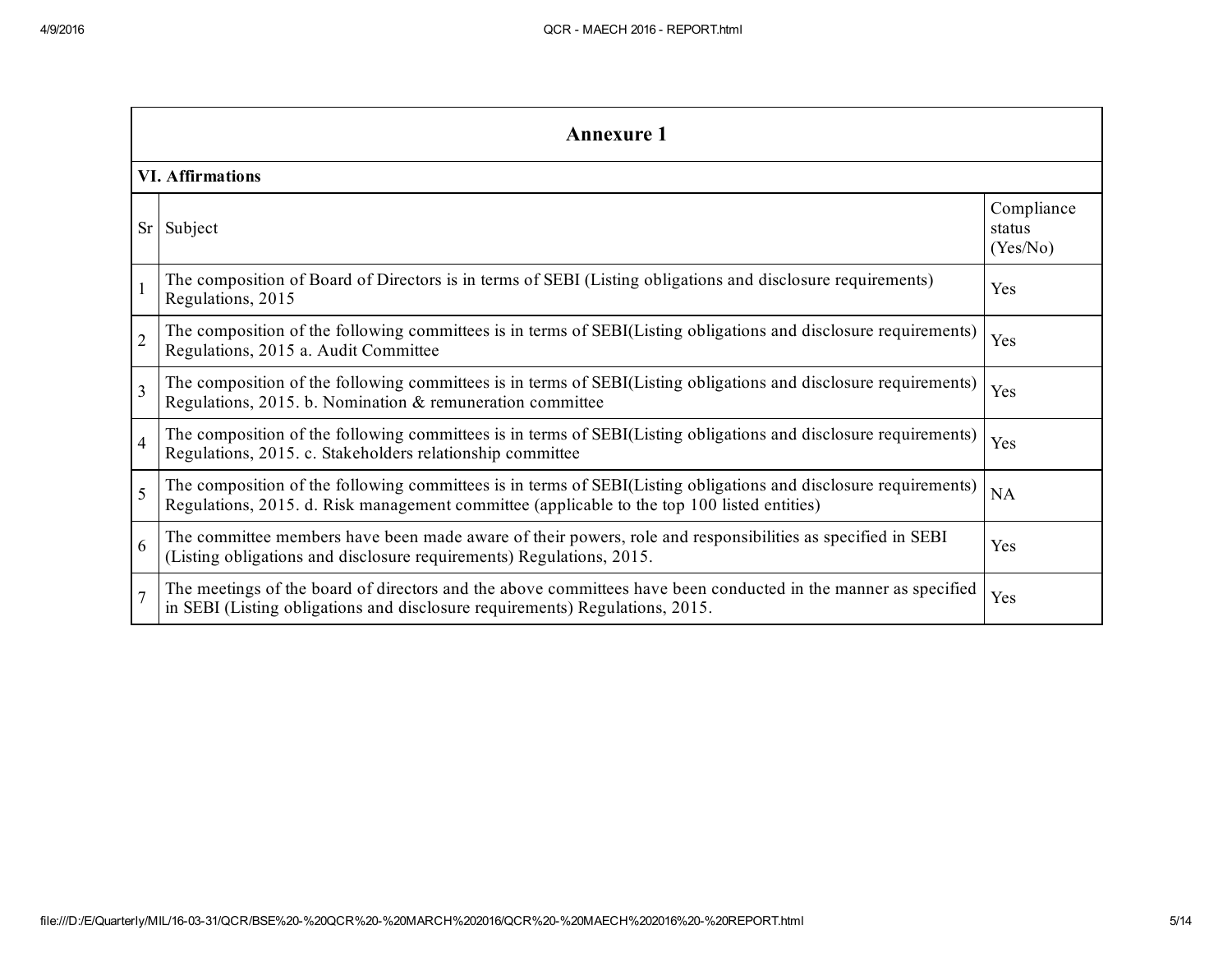## Annexure 1

### VI. Affirmations

| Sr | Subject | Compliance status (Yes/No) |
|---|---|---|
| 1 | The composition of Board of Directors is in terms of SEBI (Listing obligations and disclosure requirements) Regulations, 2015 | Yes |
| 2 | The composition of the following committees is in terms of SEBI(Listing obligations and disclosure requirements) Regulations, 2015 a. Audit Committee | Yes |
| 3 | The composition of the following committees is in terms of SEBI(Listing obligations and disclosure requirements) Regulations, 2015. b. Nomination & remuneration committee | Yes |
| 4 | The composition of the following committees is in terms of SEBI(Listing obligations and disclosure requirements) Regulations, 2015. c. Stakeholders relationship committee | Yes |
| 5 | The composition of the following committees is in terms of SEBI(Listing obligations and disclosure requirements) Regulations, 2015. d. Risk management committee (applicable to the top 100 listed entities) | NA |
| 6 | The committee members have been made aware of their powers, role and responsibilities as specified in SEBI (Listing obligations and disclosure requirements) Regulations, 2015. | Yes |
| 7 | The meetings of the board of directors and the above committees have been conducted in the manner as specified in SEBI (Listing obligations and disclosure requirements) Regulations, 2015. | Yes |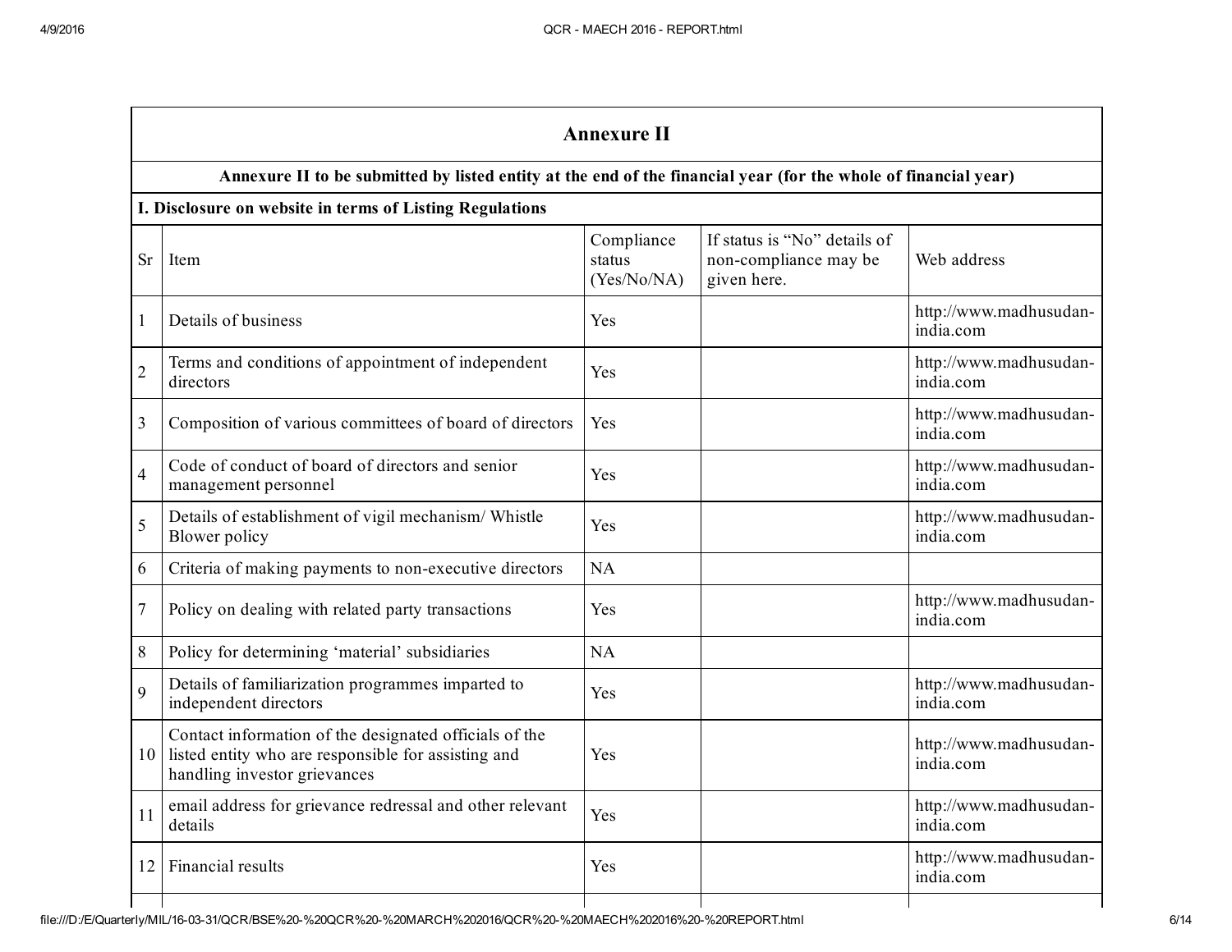## Annexure II

**Annexure II to be submitted by listed entity at the end of the financial year (for the whole of financial year)**

**I. Disclosure on website in terms of Listing Regulations**

| Sr | Item | Compliance status (Yes/No/NA) | If status is "No" details of non-compliance may be given here. | Web address |
|---|---|---|---|---|
| 1 | Details of business | Yes | | http://www.madhusudan-india.com |
| 2 | Terms and conditions of appointment of independent directors | Yes | | http://www.madhusudan-india.com |
| 3 | Composition of various committees of board of directors | Yes | | http://www.madhusudan-india.com |
| 4 | Code of conduct of board of directors and senior management personnel | Yes | | http://www.madhusudan-india.com |
| 5 | Details of establishment of vigil mechanism/ Whistle Blower policy | Yes | | http://www.madhusudan-india.com |
| 6 | Criteria of making payments to non-executive directors | NA | | |
| 7 | Policy on dealing with related party transactions | Yes | | http://www.madhusudan-india.com |
| 8 | Policy for determining 'material' subsidiaries | NA | | |
| 9 | Details of familiarization programmes imparted to independent directors | Yes | | http://www.madhusudan-india.com |
| 10 | Contact information of the designated officials of the listed entity who are responsible for assisting and handling investor grievances | Yes | | http://www.madhusudan-india.com |
| 11 | email address for grievance redressal and other relevant details | Yes | | http://www.madhusudan-india.com |
| 12 | Financial results | Yes | | http://www.madhusudan-india.com |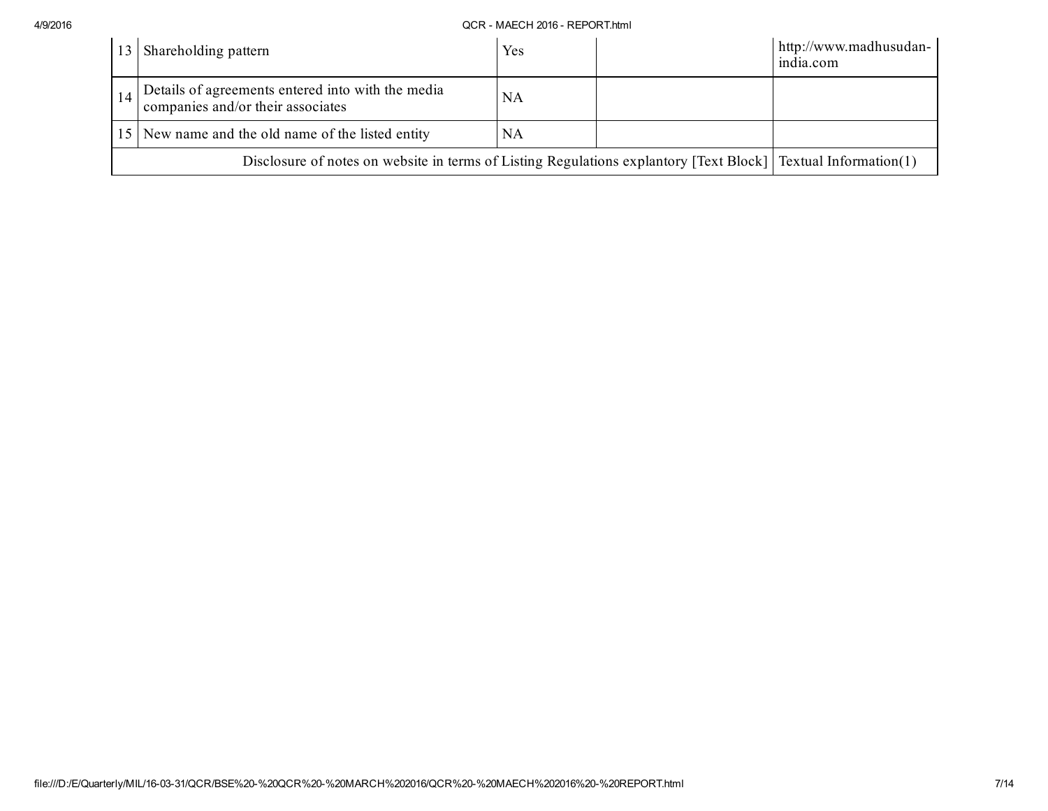| 13 | Shareholding pattern | Yes | | http://www.madhusudan-india.com |
|---|---|---|---|---|
| 14 | Details of agreements entered into with the media companies and/or their associates | NA | | |
| 15 | New name and the old name of the listed entity | NA | | |
| Disclosure of notes on website in terms of Listing Regulations explantory [Text Block] | | | | Textual Information(1) |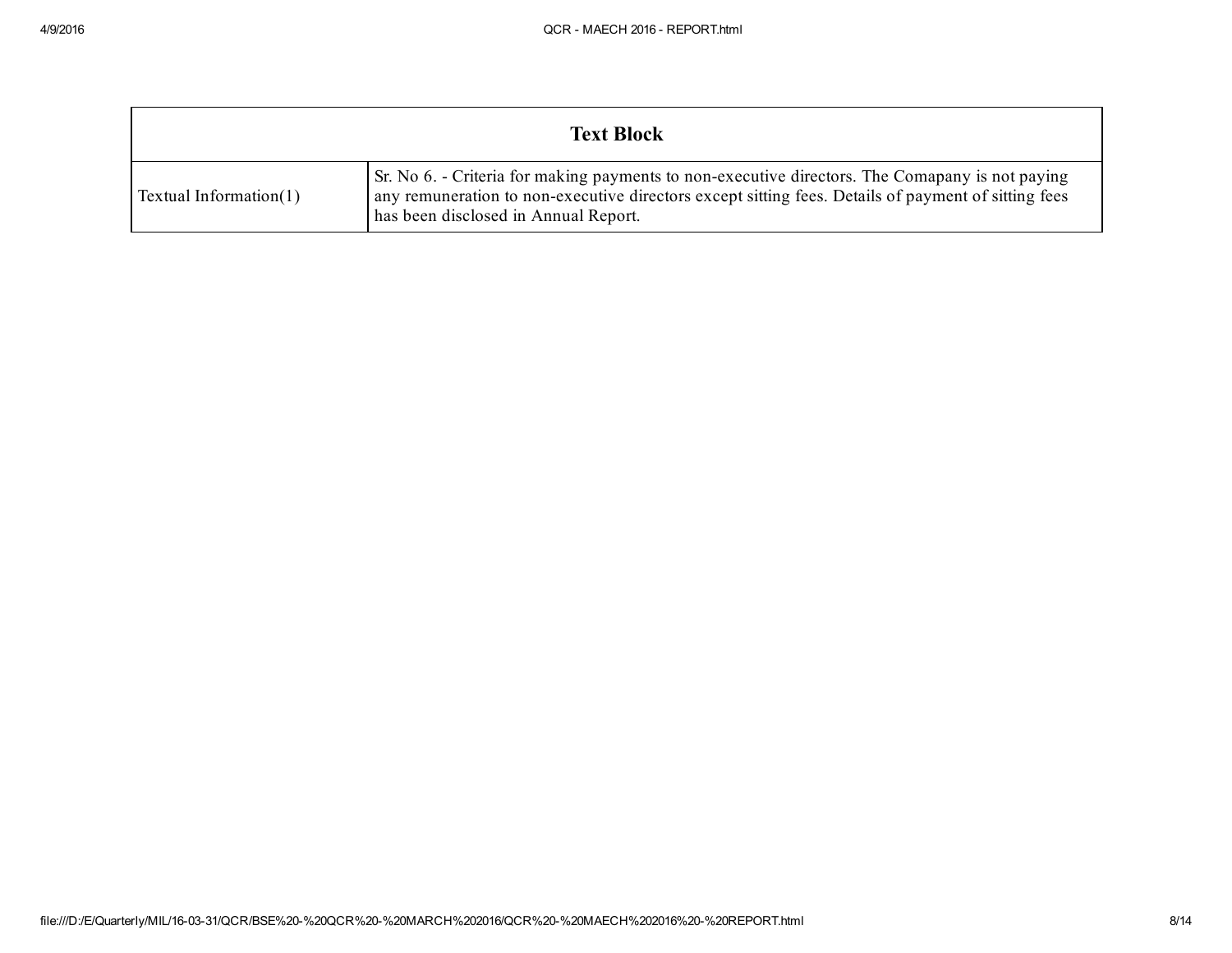| Text Block | |
|---|---|
| Textual Information(1) | Sr. No 6. - Criteria for making payments to non-executive directors. The Comapany is not paying any remuneration to non-executive directors except sitting fees. Details of payment of sitting fees has been disclosed in Annual Report. |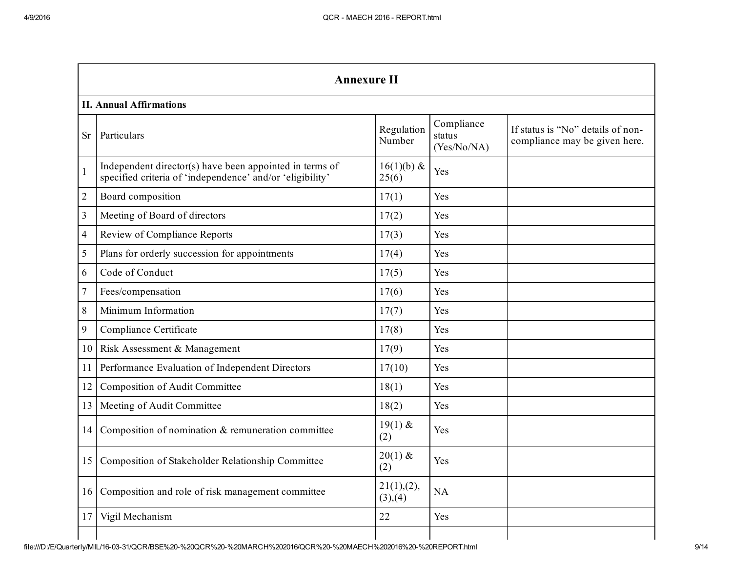## Annexure II

### II. Annual Affirmations

| Sr | Particulars | Regulation Number | Compliance status (Yes/No/NA) | If status is "No" details of non-compliance may be given here. |
|---|---|---|---|---|
| 1 | Independent director(s) have been appointed in terms of specified criteria of 'independence' and/or 'eligibility' | 16(1)(b) & 25(6) | Yes | |
| 2 | Board composition | 17(1) | Yes | |
| 3 | Meeting of Board of directors | 17(2) | Yes | |
| 4 | Review of Compliance Reports | 17(3) | Yes | |
| 5 | Plans for orderly succession for appointments | 17(4) | Yes | |
| 6 | Code of Conduct | 17(5) | Yes | |
| 7 | Fees/compensation | 17(6) | Yes | |
| 8 | Minimum Information | 17(7) | Yes | |
| 9 | Compliance Certificate | 17(8) | Yes | |
| 10 | Risk Assessment & Management | 17(9) | Yes | |
| 11 | Performance Evaluation of Independent Directors | 17(10) | Yes | |
| 12 | Composition of Audit Committee | 18(1) | Yes | |
| 13 | Meeting of Audit Committee | 18(2) | Yes | |
| 14 | Composition of nomination & remuneration committee | 19(1) & (2) | Yes | |
| 15 | Composition of Stakeholder Relationship Committee | 20(1) & (2) | Yes | |
| 16 | Composition and role of risk management committee | 21(1),(2),(3),(4) | NA | |
| 17 | Vigil Mechanism | 22 | Yes | |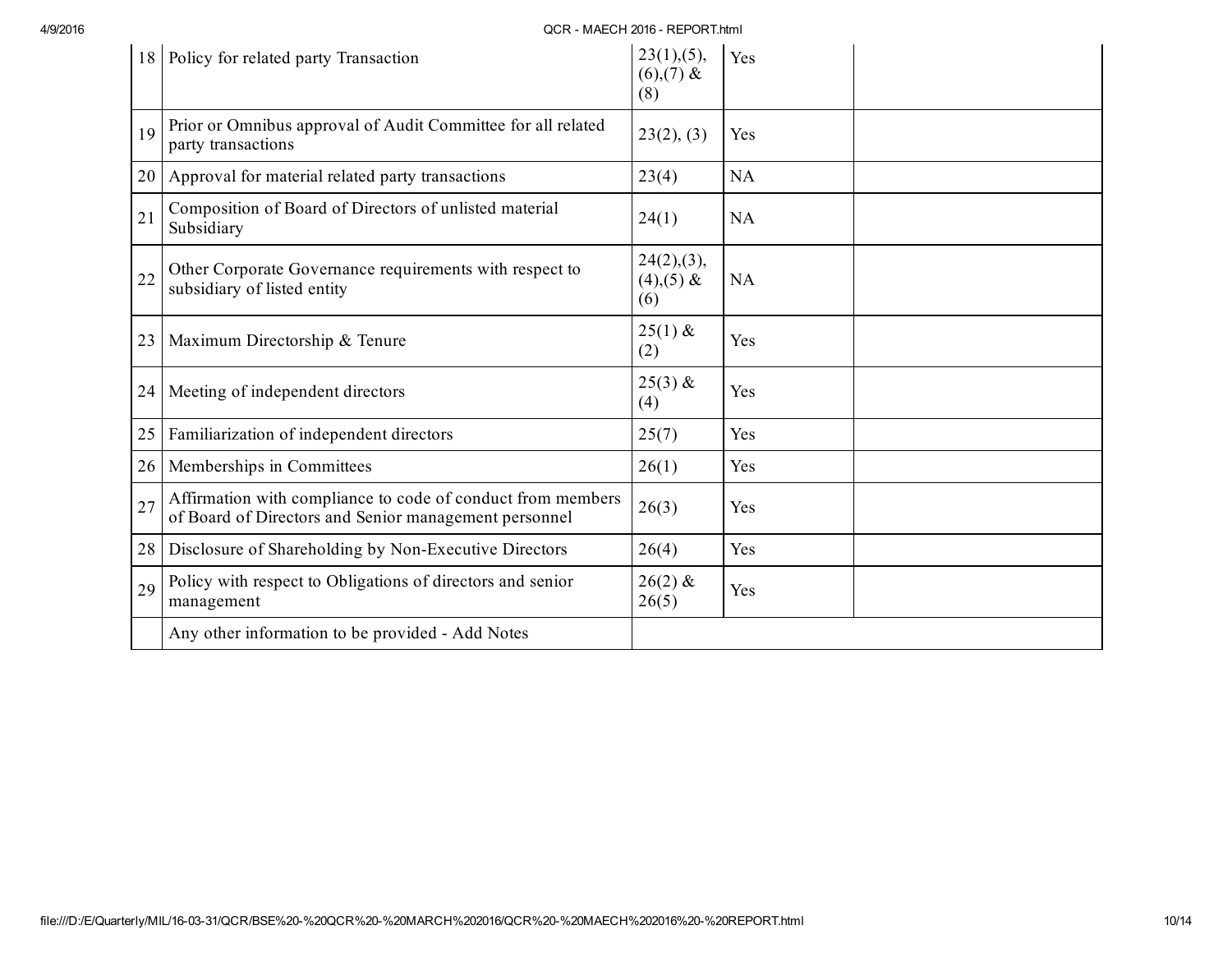| 18 | Policy for related party Transaction | 23(1),(5),(6),(7) & (8) | Yes | |
|---|---|---|---|---|
| 19 | Prior or Omnibus approval of Audit Committee for all related party transactions | 23(2), (3) | Yes | |
| 20 | Approval for material related party transactions | 23(4) | NA | |
| 21 | Composition of Board of Directors of unlisted material Subsidiary | 24(1) | NA | |
| 22 | Other Corporate Governance requirements with respect to subsidiary of listed entity | 24(2),(3),(4),(5) & (6) | NA | |
| 23 | Maximum Directorship & Tenure | 25(1) & (2) | Yes | |
| 24 | Meeting of independent directors | 25(3) & (4) | Yes | |
| 25 | Familiarization of independent directors | 25(7) | Yes | |
| 26 | Memberships in Committees | 26(1) | Yes | |
| 27 | Affirmation with compliance to code of conduct from members of Board of Directors and Senior management personnel | 26(3) | Yes | |
| 28 | Disclosure of Shareholding by Non-Executive Directors | 26(4) | Yes | |
| 29 | Policy with respect to Obligations of directors and senior management | 26(2) & 26(5) | Yes | |
| | Any other information to be provided - Add Notes | | | |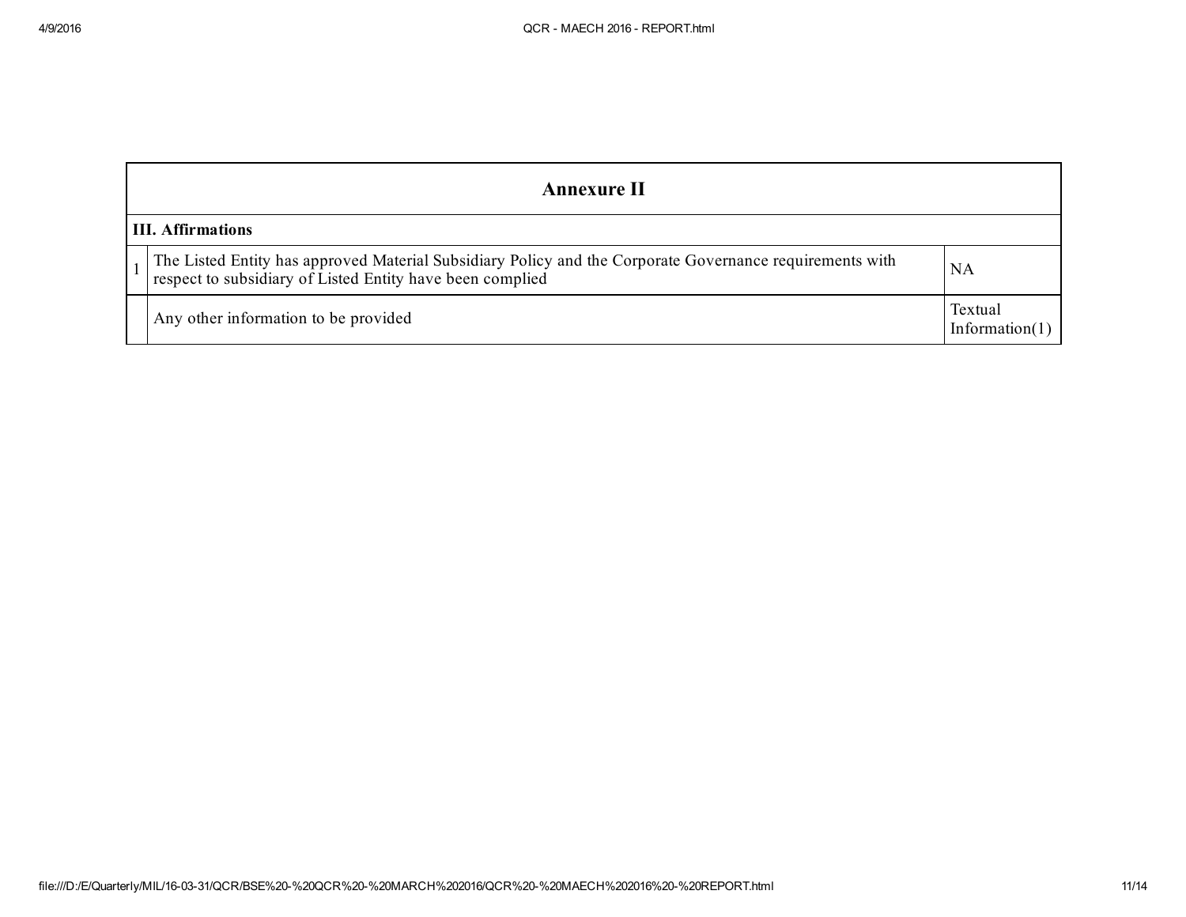| Annexure II | | |
|---|---|---|
| **III. Affirmations** | | |
| 1 | The Listed Entity has approved Material Subsidiary Policy and the Corporate Governance requirements with respect to subsidiary of Listed Entity have been complied | NA |
| | Any other information to be provided | Textual Information(1) |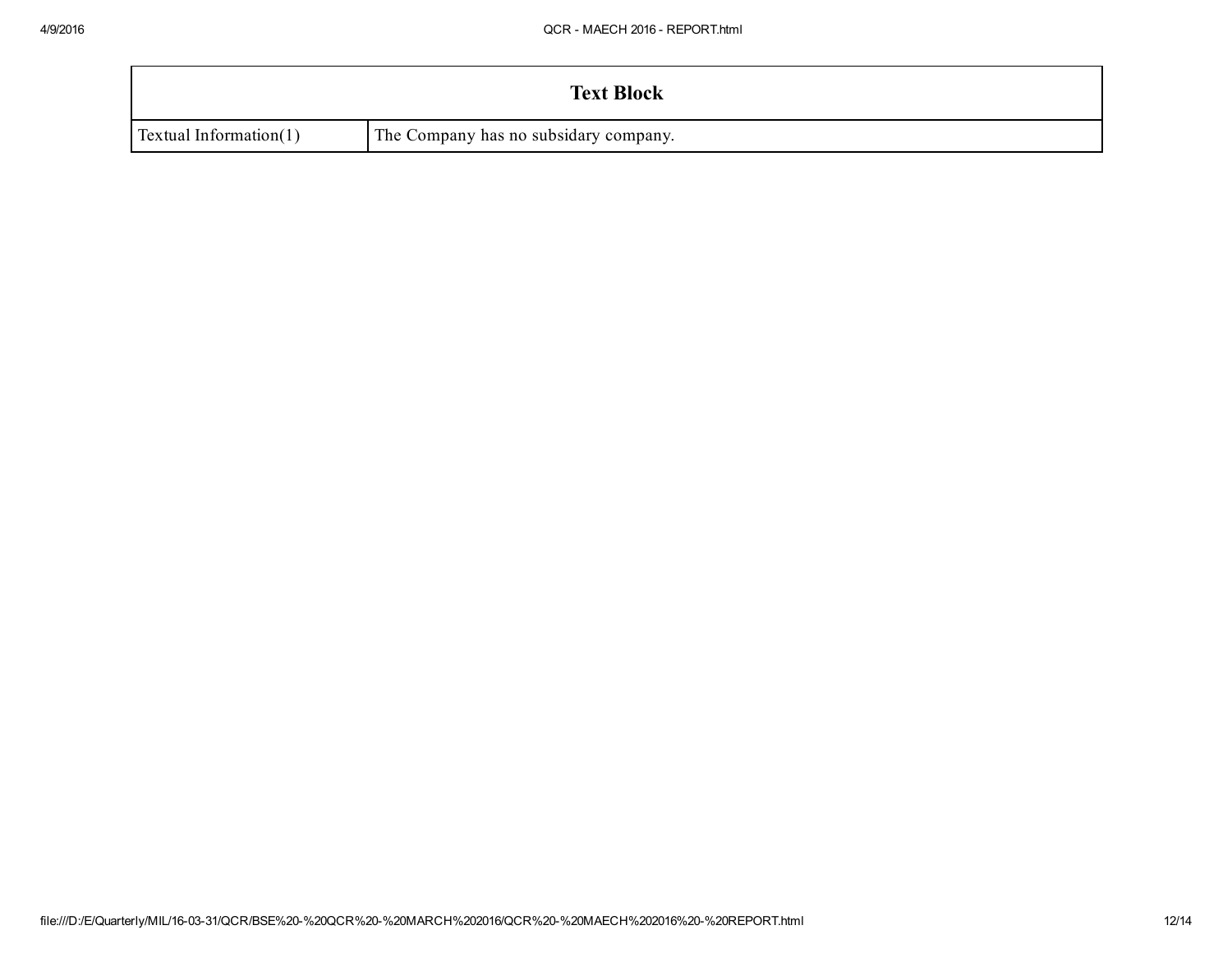| Text Block | |
|---|---|
| Textual Information(1) | The Company has no subsidary company. |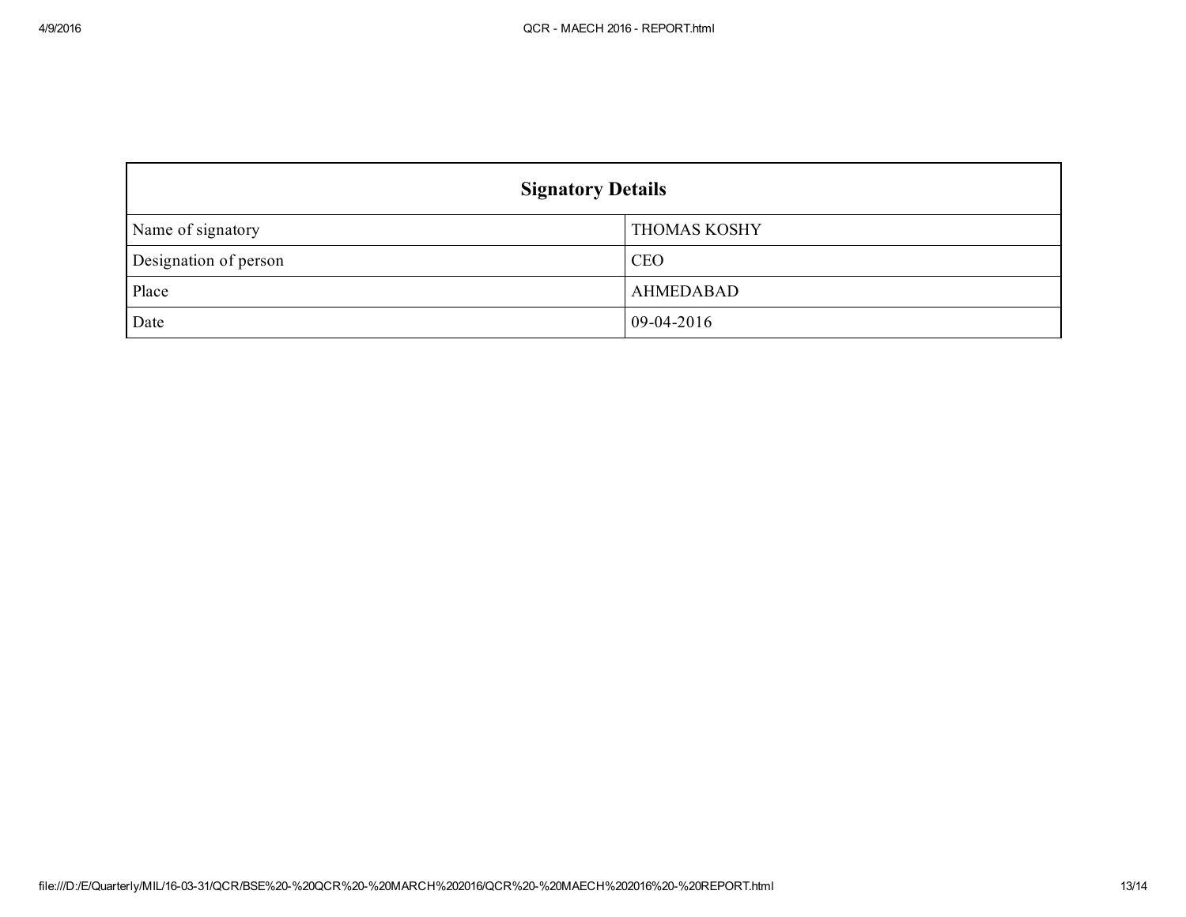| Signatory Details | |
|---|---|
| Name of signatory | THOMAS KOSHY |
| Designation of person | CEO |
| Place | AHMEDABAD |
| Date | 09-04-2016 |